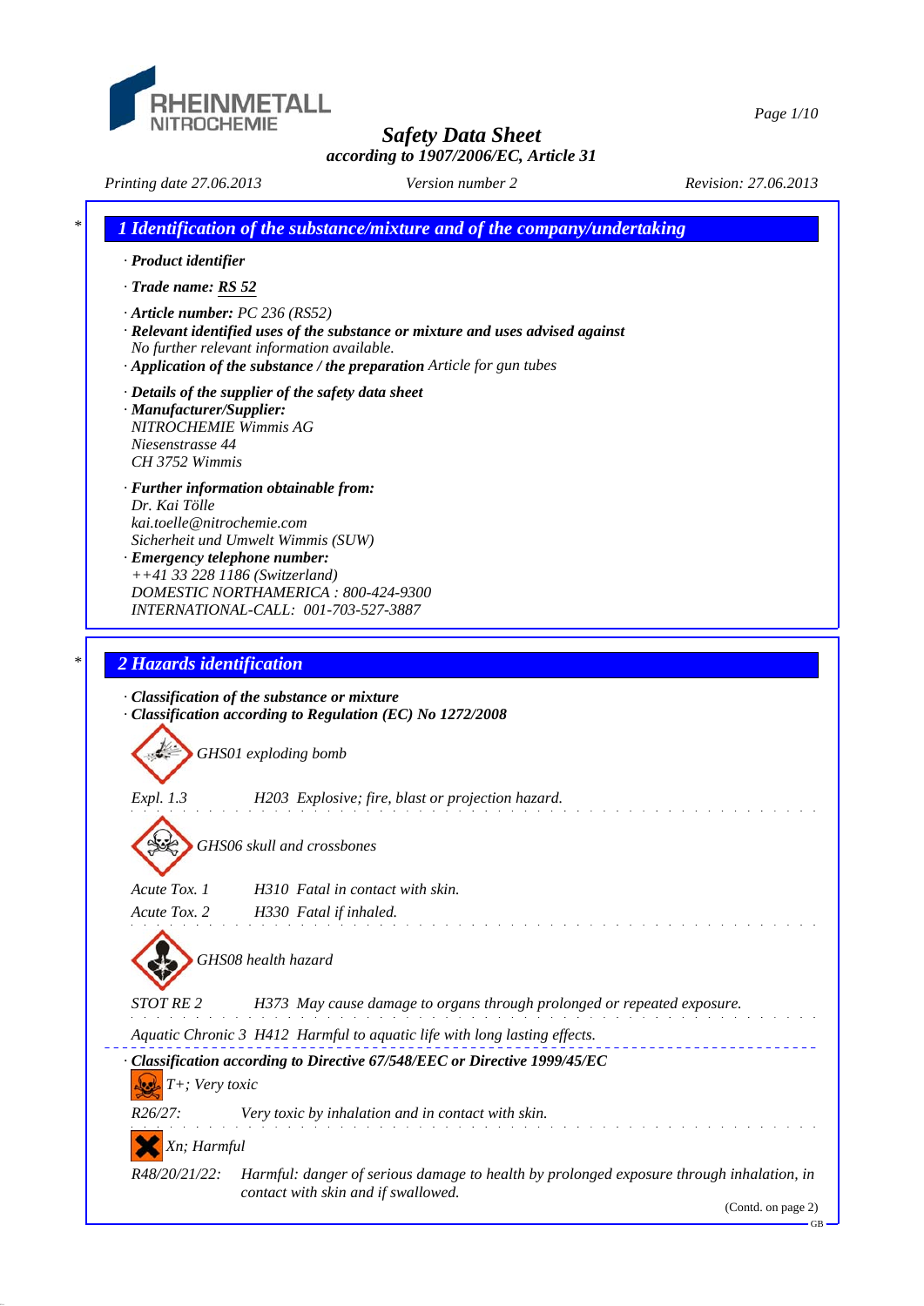RHEINMETALL NITROCHEMIE

# Safety Data Sheet

**according to 1907/2006/EC, Article 31**

*Printing date 27.06.2013* *Version number 2* *Revision: 27.06.2013*

## 1 Identification of the substance/mixture and of the company/undertaking

· **Product identifier**

· **Trade name: RS 52**

· **Article number:** PC 236 (RS52)

· **Relevant identified uses of the substance or mixture and uses advised against**
No further relevant information available.

· **Application of the substance / the preparation** Article for gun tubes

· **Details of the supplier of the safety data sheet**

· **Manufacturer/Supplier:**
NITROCHEMIE Wimmis AG
Niesenstrasse 44
CH 3752 Wimmis

· **Further information obtainable from:**
Dr. Kai Tölle
kai.toelle@nitrochemie.com
Sicherheit und Umwelt Wimmis (SUW)

· **Emergency telephone number:**
++41 33 228 1186 (Switzerland)
DOMESTIC NORTHAMERICA : 800-424-9300
INTERNATIONAL-CALL: 001-703-527-3887

## 2 Hazards identification

· **Classification of the substance or mixture**

· **Classification according to Regulation (EC) No 1272/2008**

GHS01 exploding bomb

Expl. 1.3 H203 Explosive; fire, blast or projection hazard.

GHS06 skull and crossbones

Acute Tox. 1 H310 Fatal in contact with skin.

Acute Tox. 2 H330 Fatal if inhaled.

GHS08 health hazard

STOT RE 2 H373 May cause damage to organs through prolonged or repeated exposure.

Aquatic Chronic 3 H412 Harmful to aquatic life with long lasting effects.

· **Classification according to Directive 67/548/EEC or Directive 1999/45/EC**

T+; Very toxic

R26/27: Very toxic by inhalation and in contact with skin.

Xn; Harmful

R48/20/21/22: Harmful: danger of serious damage to health by prolonged exposure through inhalation, in contact with skin and if swallowed.

(Contd. on page 2)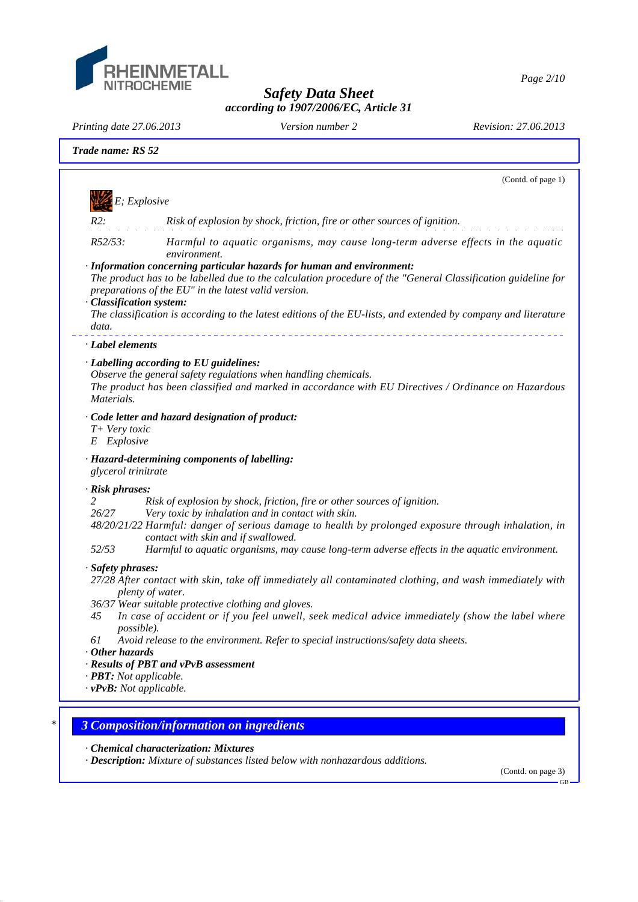**Trade name: RS 52**

(Contd. of page 1)

E; Explosive

| | |
|---|---|
| R2: | Risk of explosion by shock, friction, fire or other sources of ignition. |
| R52/53: | Harmful to aquatic organisms, may cause long-term adverse effects in the aquatic environment. |

· **Information concerning particular hazards for human and environment:**
The product has to be labelled due to the calculation procedure of the "General Classification guideline for preparations of the EU" in the latest valid version.

· **Classification system:**
The classification is according to the latest editions of the EU-lists, and extended by company and literature data.

· **Label elements**

· **Labelling according to EU guidelines:**
Observe the general safety regulations when handling chemicals.
The product has been classified and marked in accordance with EU Directives / Ordinance on Hazardous Materials.

· **Code letter and hazard designation of product:**
T+ Very toxic
E Explosive

· **Hazard-determining components of labelling:**
glycerol trinitrate

· **Risk phrases:**

| | |
|---|---|
| 2 | Risk of explosion by shock, friction, fire or other sources of ignition. |
| 26/27 | Very toxic by inhalation and in contact with skin. |
| 48/20/21/22 | Harmful: danger of serious damage to health by prolonged exposure through inhalation, in contact with skin and if swallowed. |
| 52/53 | Harmful to aquatic organisms, may cause long-term adverse effects in the aquatic environment. |

· **Safety phrases:**

| | |
|---|---|
| 27/28 | After contact with skin, take off immediately all contaminated clothing, and wash immediately with plenty of water. |
| 36/37 | Wear suitable protective clothing and gloves. |
| 45 | In case of accident or if you feel unwell, seek medical advice immediately (show the label where possible). |
| 61 | Avoid release to the environment. Refer to special instructions/safety data sheets. |

· **Other hazards**

· **Results of PBT and vPvB assessment**

· **PBT:** Not applicable.

· **vPvB:** Not applicable.

## * 3 Composition/information on ingredients

· **Chemical characterization: Mixtures**

· **Description:** Mixture of substances listed below with nonhazardous additions.

(Contd. on page 3)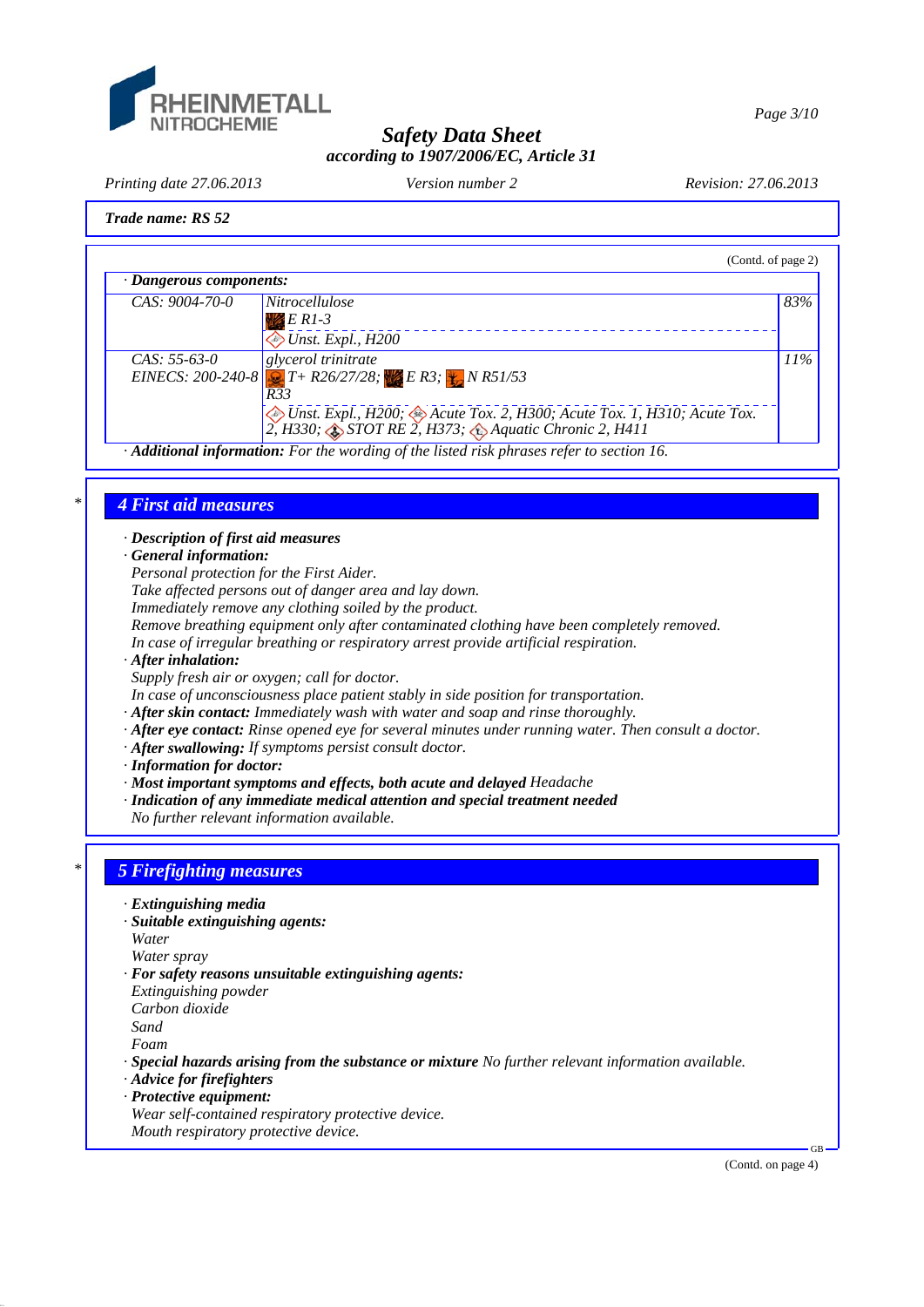**Safety Data Sheet**
**according to 1907/2006/EC, Article 31**

*Printing date 27.06.2013* *Version number 2* *Revision: 27.06.2013*

**Trade name: RS 52**

(Contd. of page 2)

· **Dangerous components:**

| | | |
|---|---|---|
| CAS: 9004-70-0 | Nitrocellulose<br>E R1-3<br>Unst. Expl., H200 | 83% |
| CAS: 55-63-0<br>EINECS: 200-240-8 | glycerol trinitrate<br>T+ R26/27/28; E R3; N R51/53<br>R33<br>Unst. Expl., H200; Acute Tox. 2, H300; Acute Tox. 1, H310; Acute Tox. 2, H330; STOT RE 2, H373; Aquatic Chronic 2, H411 | 11% |

· **Additional information:** For the wording of the listed risk phrases refer to section 16.

## 4 First aid measures

· **Description of first aid measures**
· **General information:**
Personal protection for the First Aider.
Take affected persons out of danger area and lay down.
Immediately remove any clothing soiled by the product.
Remove breathing equipment only after contaminated clothing have been completely removed.
In case of irregular breathing or respiratory arrest provide artificial respiration.
· **After inhalation:**
Supply fresh air or oxygen; call for doctor.
In case of unconsciousness place patient stably in side position for transportation.
· **After skin contact:** Immediately wash with water and soap and rinse thoroughly.
· **After eye contact:** Rinse opened eye for several minutes under running water. Then consult a doctor.
· **After swallowing:** If symptoms persist consult doctor.
· **Information for doctor:**
· **Most important symptoms and effects, both acute and delayed** Headache
· **Indication of any immediate medical attention and special treatment needed**
No further relevant information available.

## 5 Firefighting measures

· **Extinguishing media**
· **Suitable extinguishing agents:**
Water
Water spray
· **For safety reasons unsuitable extinguishing agents:**
Extinguishing powder
Carbon dioxide
Sand
Foam
· **Special hazards arising from the substance or mixture** No further relevant information available.
· **Advice for firefighters**
· **Protective equipment:**
Wear self-contained respiratory protective device.
Mouth respiratory protective device.

(Contd. on page 4)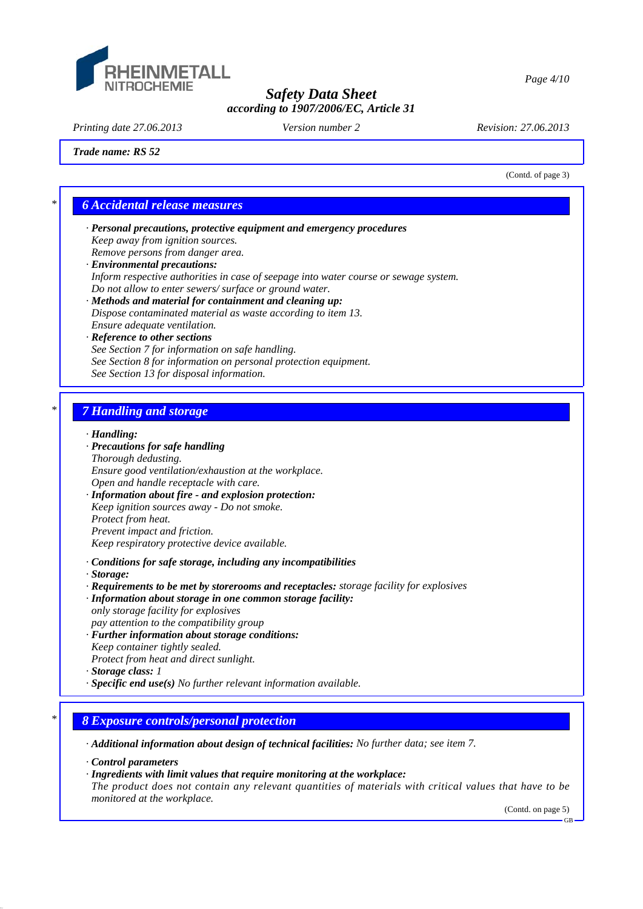Trade name: RS 52

(Contd. of page 3)

## 6 Accidental release measures

· **Personal precautions, protective equipment and emergency procedures**
*Keep away from ignition sources.*
*Remove persons from danger area.*

· **Environmental precautions:**
*Inform respective authorities in case of seepage into water course or sewage system.*
*Do not allow to enter sewers/ surface or ground water.*

· **Methods and material for containment and cleaning up:**
*Dispose contaminated material as waste according to item 13.*
*Ensure adequate ventilation.*

· **Reference to other sections**
*See Section 7 for information on safe handling.*
*See Section 8 for information on personal protection equipment.*
*See Section 13 for disposal information.*

## 7 Handling and storage

· **Handling:**

· **Precautions for safe handling**
*Thorough dedusting.*
*Ensure good ventilation/exhaustion at the workplace.*
*Open and handle receptacle with care.*

· **Information about fire - and explosion protection:**
*Keep ignition sources away - Do not smoke.*
*Protect from heat.*
*Prevent impact and friction.*
*Keep respiratory protective device available.*

· **Conditions for safe storage, including any incompatibilities**

· **Storage:**

· **Requirements to be met by storerooms and receptacles:** *storage facility for explosives*

· **Information about storage in one common storage facility:**
*only storage facility for explosives*
*pay attention to the compatibility group*

· **Further information about storage conditions:**
*Keep container tightly sealed.*
*Protect from heat and direct sunlight.*

· **Storage class:** *1*

· **Specific end use(s)** *No further relevant information available.*

## 8 Exposure controls/personal protection

· **Additional information about design of technical facilities:** *No further data; see item 7.*

· **Control parameters**

· **Ingredients with limit values that require monitoring at the workplace:**
*The product does not contain any relevant quantities of materials with critical values that have to be monitored at the workplace.*

(Contd. on page 5)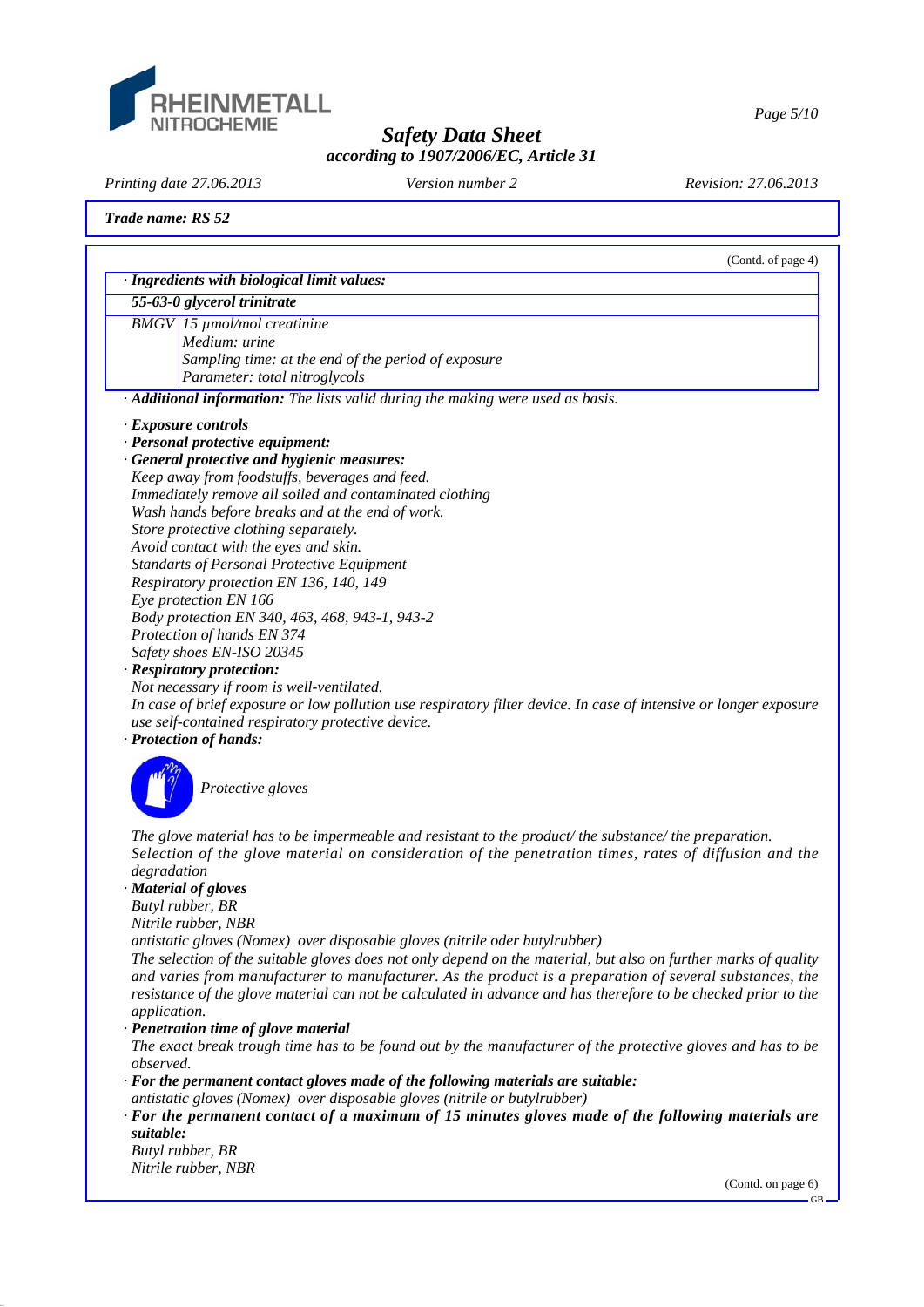*Trade name: RS 52*

(Contd. of page 4)

· **Ingredients with biological limit values:**

| **55-63-0 glycerol trinitrate** | |
|---|---|
| BMGV | 15 µmol/mol creatinine<br>Medium: urine<br>Sampling time: at the end of the period of exposure<br>Parameter: total nitroglycols |

· **Additional information:** The lists valid during the making were used as basis.

· **Exposure controls**
· **Personal protective equipment:**
· **General protective and hygienic measures:**
Keep away from foodstuffs, beverages and feed.
Immediately remove all soiled and contaminated clothing
Wash hands before breaks and at the end of work.
Store protective clothing separately.
Avoid contact with the eyes and skin.
Standarts of Personal Protective Equipment
Respiratory protection EN 136, 140, 149
Eye protection EN 166
Body protection EN 340, 463, 468, 943-1, 943-2
Protection of hands EN 374
Safety shoes EN-ISO 20345

· **Respiratory protection:**
Not necessary if room is well-ventilated.
In case of brief exposure or low pollution use respiratory filter device. In case of intensive or longer exposure use self-contained respiratory protective device.

· **Protection of hands:**

Protective gloves

The glove material has to be impermeable and resistant to the product/ the substance/ the preparation.
Selection of the glove material on consideration of the penetration times, rates of diffusion and the degradation

· **Material of gloves**
Butyl rubber, BR
Nitrile rubber, NBR
antistatic gloves (Nomex) over disposable gloves (nitrile oder butylrubber)
The selection of the suitable gloves does not only depend on the material, but also on further marks of quality and varies from manufacturer to manufacturer. As the product is a preparation of several substances, the resistance of the glove material can not be calculated in advance and has therefore to be checked prior to the application.

· **Penetration time of glove material**
The exact break trough time has to be found out by the manufacturer of the protective gloves and has to be observed.

· **For the permanent contact gloves made of the following materials are suitable:**
antistatic gloves (Nomex) over disposable gloves (nitrile or butylrubber)

· **For the permanent contact of a maximum of 15 minutes gloves made of the following materials are suitable:**
Butyl rubber, BR
Nitrile rubber, NBR

(Contd. on page 6)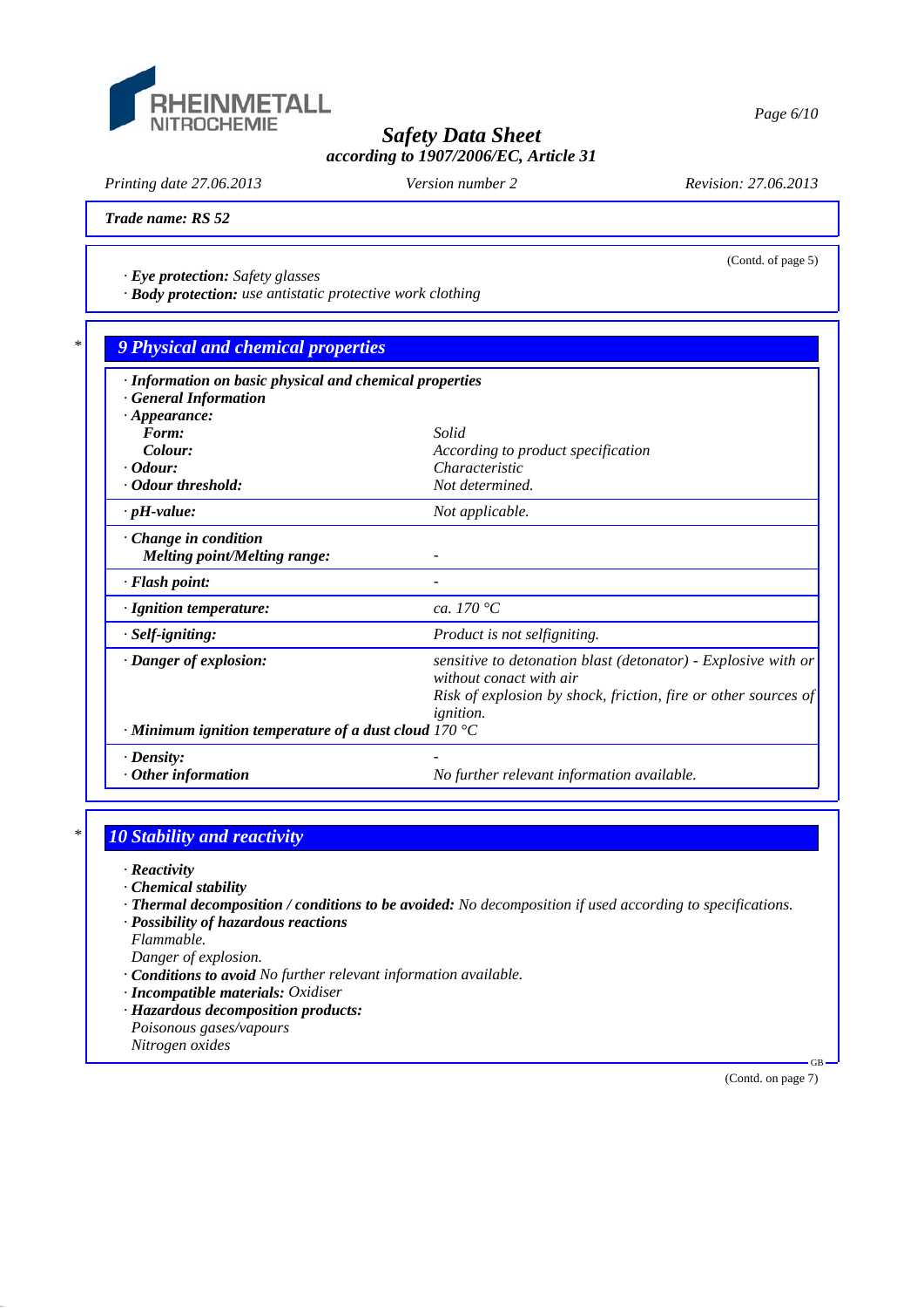Trade name: RS 52

(Contd. of page 5)

· **Eye protection:** Safety glasses
· **Body protection:** use antistatic protective work clothing

## 9 Physical and chemical properties

| · **Information on basic physical and chemical properties** | |
|---|---|
| · **General Information** | |
| · **Appearance:** | |
| **Form:** | Solid |
| **Colour:** | According to product specification |
| · **Odour:** | Characteristic |
| · **Odour threshold:** | Not determined. |
| · **pH-value:** | Not applicable. |
| · **Change in condition** | |
| **Melting point/Melting range:** | - |
| · **Flash point:** | - |
| · **Ignition temperature:** | ca. 170 °C |
| · **Self-igniting:** | Product is not selfigniting. |
| · **Danger of explosion:** | sensitive to detonation blast (detonator) - Explosive with or without conact with air<br>Risk of explosion by shock, friction, fire or other sources of ignition. |
| · **Minimum ignition temperature of a dust cloud** | 170 °C |
| · **Density:** | - |
| · **Other information** | No further relevant information available. |

## 10 Stability and reactivity

· **Reactivity**
· **Chemical stability**
· **Thermal decomposition / conditions to be avoided:** No decomposition if used according to specifications.
· **Possibility of hazardous reactions**
Flammable.
Danger of explosion.
· **Conditions to avoid** No further relevant information available.
· **Incompatible materials:** Oxidiser
· **Hazardous decomposition products:**
Poisonous gases/vapours
Nitrogen oxides

(Contd. on page 7)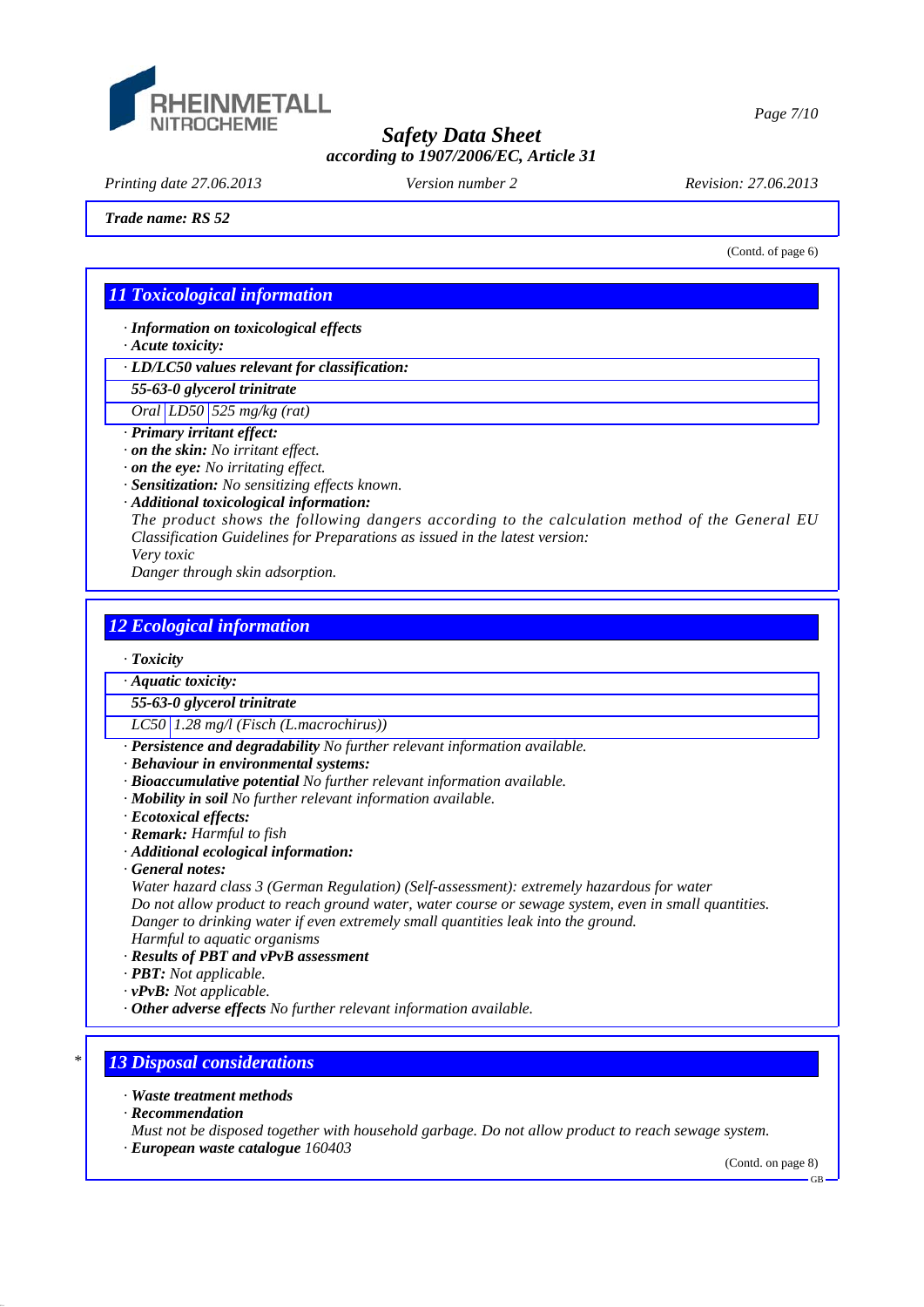Trade name: RS 52

(Contd. of page 6)

## 11 Toxicological information

· **Information on toxicological effects**
· **Acute toxicity:**

| · **LD/LC50 values relevant for classification:** | | |
|---|---|---|
| **55-63-0 glycerol trinitrate** | | |
| Oral | LD50 | 525 mg/kg (rat) |

· **Primary irritant effect:**
· **on the skin:** No irritant effect.
· **on the eye:** No irritating effect.
· **Sensitization:** No sensitizing effects known.
· **Additional toxicological information:**
The product shows the following dangers according to the calculation method of the General EU Classification Guidelines for Preparations as issued in the latest version:
Very toxic
Danger through skin adsorption.

## 12 Ecological information

· **Toxicity**

| · **Aquatic toxicity:** | |
|---|---|
| **55-63-0 glycerol trinitrate** | |
| LC50 | 1.28 mg/l (Fisch (L.macrochirus)) |

· **Persistence and degradability** No further relevant information available.
· **Behaviour in environmental systems:**
· **Bioaccumulative potential** No further relevant information available.
· **Mobility in soil** No further relevant information available.
· **Ecotoxical effects:**
· **Remark:** Harmful to fish
· **Additional ecological information:**
· **General notes:**
Water hazard class 3 (German Regulation) (Self-assessment): extremely hazardous for water
Do not allow product to reach ground water, water course or sewage system, even in small quantities.
Danger to drinking water if even extremely small quantities leak into the ground.
Harmful to aquatic organisms
· **Results of PBT and vPvB assessment**
· **PBT:** Not applicable.
· **vPvB:** Not applicable.
· **Other adverse effects** No further relevant information available.

## * 13 Disposal considerations

· **Waste treatment methods**
· **Recommendation**
Must not be disposed together with household garbage. Do not allow product to reach sewage system.
· **European waste catalogue** 160403

(Contd. on page 8)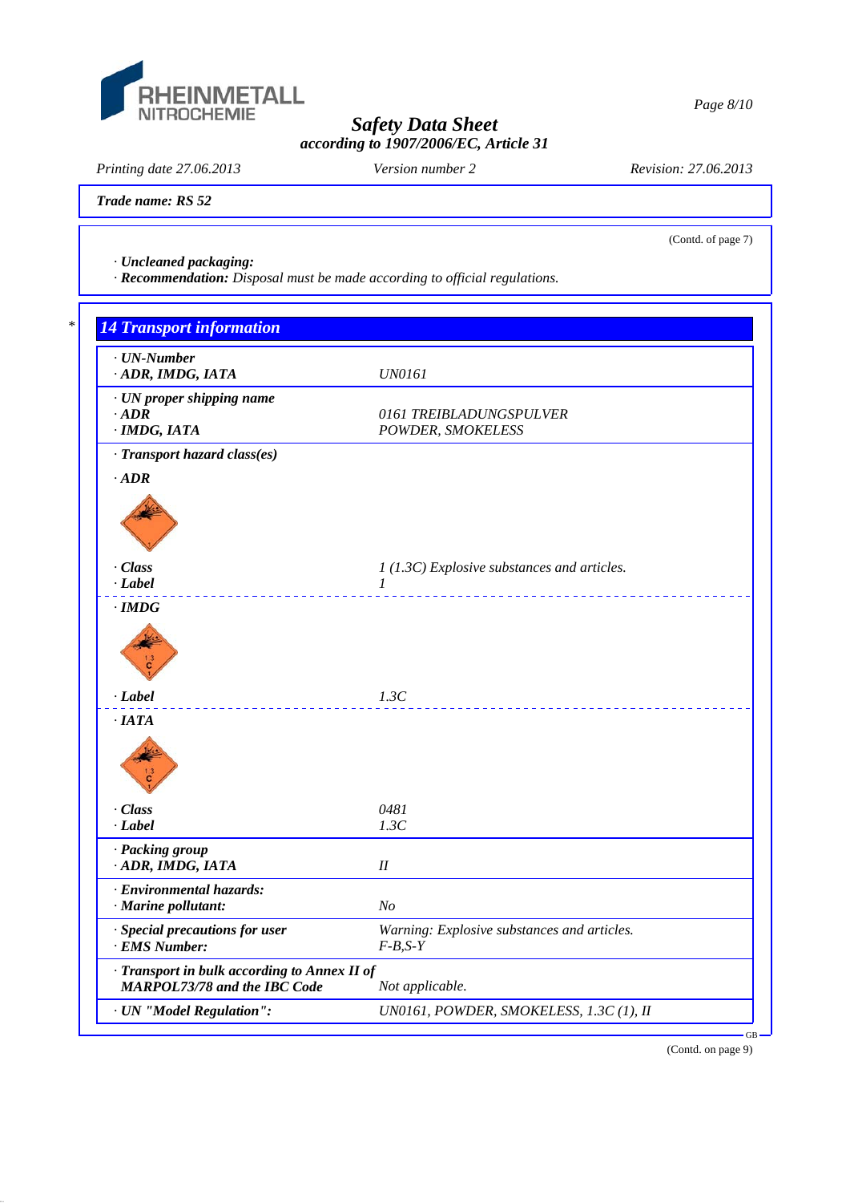Trade name: RS 52

(Contd. of page 7)

· **Uncleaned packaging:**
· **Recommendation:** Disposal must be made according to official regulations.

## 14 Transport information

| | |
|---|---|
| · **UN-Number** | |
| · **ADR, IMDG, IATA** | UN0161 |
| · **UN proper shipping name** | |
| · **ADR** | 0161 TREIBLADUNGSPULVER |
| · **IMDG, IATA** | POWDER, SMOKELESS |
| · **Transport hazard class(es)** | |
| · **ADR** | |
| · **Class** | 1 (1.3C) Explosive substances and articles. |
| · **Label** | 1 |
| · **IMDG** | |
| · **Label** | 1.3C |
| · **IATA** | |
| · **Class** | 0481 |
| · **Label** | 1.3C |
| · **Packing group** | |
| · **ADR, IMDG, IATA** | II |
| · **Environmental hazards:** | |
| · **Marine pollutant:** | No |
| · **Special precautions for user** | Warning: Explosive substances and articles. |
| · **EMS Number:** | F-B,S-Y |
| · **Transport in bulk according to Annex II of MARPOL73/78 and the IBC Code** | Not applicable. |
| · **UN "Model Regulation":** | UN0161, POWDER, SMOKELESS, 1.3C (1), II |

(Contd. on page 9)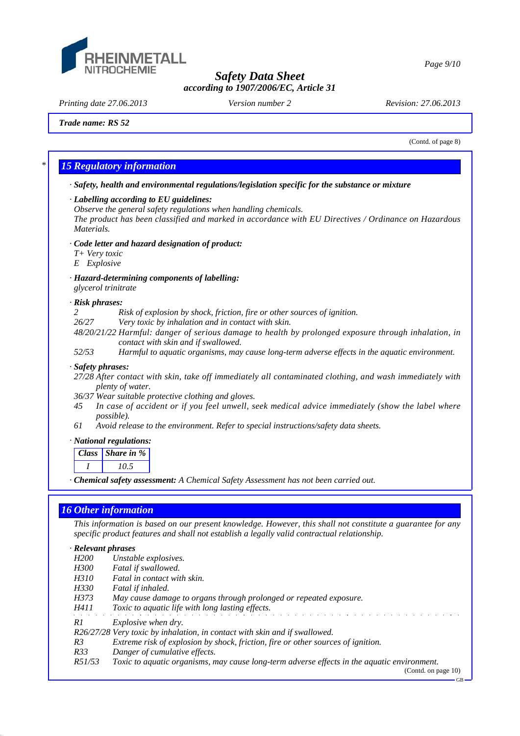(Contd. of page 8)

## 15 Regulatory information

· ***Safety, health and environmental regulations/legislation specific for the substance or mixture***

· ***Labelling according to EU guidelines:***
*Observe the general safety regulations when handling chemicals.*
*The product has been classified and marked in accordance with EU Directives / Ordinance on Hazardous Materials.*

· ***Code letter and hazard designation of product:***
*T+ Very toxic*
*E Explosive*

· ***Hazard-determining components of labelling:***
*glycerol trinitrate*

· ***Risk phrases:***
*2 Risk of explosion by shock, friction, fire or other sources of ignition.*
*26/27 Very toxic by inhalation and in contact with skin.*
*48/20/21/22 Harmful: danger of serious damage to health by prolonged exposure through inhalation, in contact with skin and if swallowed.*
*52/53 Harmful to aquatic organisms, may cause long-term adverse effects in the aquatic environment.*

· ***Safety phrases:***
*27/28 After contact with skin, take off immediately all contaminated clothing, and wash immediately with plenty of water.*
*36/37 Wear suitable protective clothing and gloves.*
*45 In case of accident or if you feel unwell, seek medical advice immediately (show the label where possible).*
*61 Avoid release to the environment. Refer to special instructions/safety data sheets.*

· ***National regulations:***

| Class | Share in % |
|---|---|
| I | 10.5 |

· ***Chemical safety assessment:*** *A Chemical Safety Assessment has not been carried out.*

## 16 Other information

*This information is based on our present knowledge. However, this shall not constitute a guarantee for any specific product features and shall not establish a legally valid contractual relationship.*

· ***Relevant phrases***
*H200 Unstable explosives.*
*H300 Fatal if swallowed.*
*H310 Fatal in contact with skin.*
*H330 Fatal if inhaled.*
*H373 May cause damage to organs through prolonged or repeated exposure.*
*H411 Toxic to aquatic life with long lasting effects.*

*R1 Explosive when dry.*
*R26/27/28 Very toxic by inhalation, in contact with skin and if swallowed.*
*R3 Extreme risk of explosion by shock, friction, fire or other sources of ignition.*
*R33 Danger of cumulative effects.*
*R51/53 Toxic to aquatic organisms, may cause long-term adverse effects in the aquatic environment.*

(Contd. on page 10)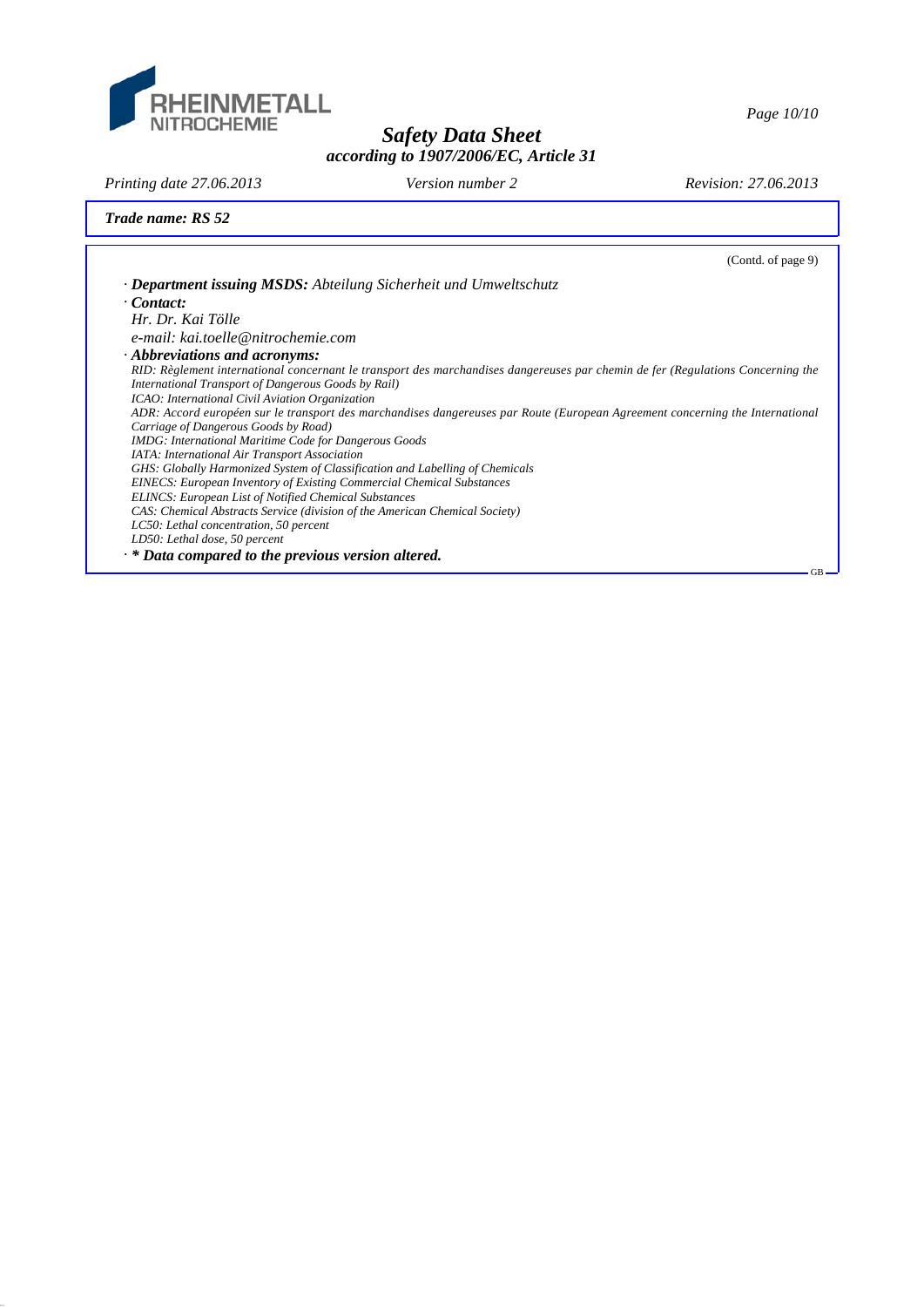*Trade name: RS 52*

(Contd. of page 9)

· ***Department issuing MSDS:*** *Abteilung Sicherheit und Umweltschutz*

· ***Contact:***

*Hr. Dr. Kai Tölle*

*e-mail: kai.toelle@nitrochemie.com*

· ***Abbreviations and acronyms:***

*RID: Règlement international concernant le transport des marchandises dangereuses par chemin de fer (Regulations Concerning the International Transport of Dangerous Goods by Rail)*
*ICAO: International Civil Aviation Organization*
*ADR: Accord européen sur le transport des marchandises dangereuses par Route (European Agreement concerning the International Carriage of Dangerous Goods by Road)*
*IMDG: International Maritime Code for Dangerous Goods*
*IATA: International Air Transport Association*
*GHS: Globally Harmonized System of Classification and Labelling of Chemicals*
*EINECS: European Inventory of Existing Commercial Chemical Substances*
*ELINCS: European List of Notified Chemical Substances*
*CAS: Chemical Abstracts Service (division of the American Chemical Society)*
*LC50: Lethal concentration, 50 percent*
*LD50: Lethal dose, 50 percent*

· ***\* Data compared to the previous version altered.***

GB